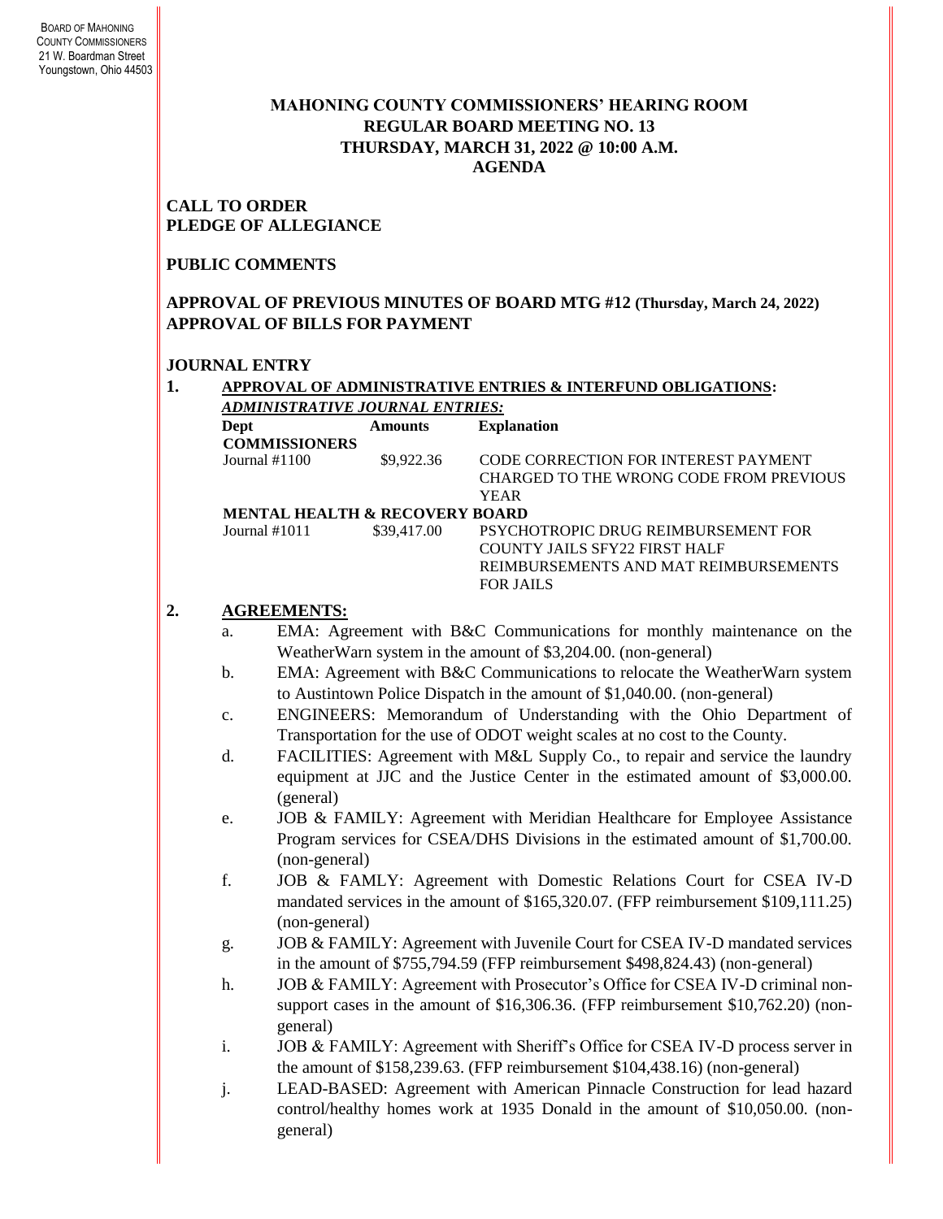BOARD OF MAHONING COUNTY COMMISSIONERS
21 W. Boardman Street
Youngstown, Ohio 44503

# MAHONING COUNTY COMMISSIONERS' HEARING ROOM
## REGULAR BOARD MEETING NO. 13
## THURSDAY, MARCH 31, 2022 @ 10:00 A.M.
## AGENDA

**CALL TO ORDER**
**PLEDGE OF ALLEGIANCE**

**PUBLIC COMMENTS**

**APPROVAL OF PREVIOUS MINUTES OF BOARD MTG #12 (Thursday, March 24, 2022)**
**APPROVAL OF BILLS FOR PAYMENT**

**JOURNAL ENTRY**

**1. APPROVAL OF ADMINISTRATIVE ENTRIES & INTERFUND OBLIGATIONS:**

***ADMINISTRATIVE JOURNAL ENTRIES:***

| Dept | Amounts | Explanation |
|---|---|---|
| **COMMISSIONERS** | | |
| Journal #1100 | $9,922.36 | CODE CORRECTION FOR INTEREST PAYMENT CHARGED TO THE WRONG CODE FROM PREVIOUS YEAR |
| **MENTAL HEALTH & RECOVERY BOARD** | | |
| Journal #1011 | $39,417.00 | PSYCHOTROPIC DRUG REIMBURSEMENT FOR COUNTY JAILS SFY22 FIRST HALF REIMBURSEMENTS AND MAT REIMBURSEMENTS FOR JAILS |

**2. AGREEMENTS:**

a. EMA: Agreement with B&C Communications for monthly maintenance on the WeatherWarn system in the amount of $3,204.00. (non-general)

b. EMA: Agreement with B&C Communications to relocate the WeatherWarn system to Austintown Police Dispatch in the amount of $1,040.00. (non-general)

c. ENGINEERS: Memorandum of Understanding with the Ohio Department of Transportation for the use of ODOT weight scales at no cost to the County.

d. FACILITIES: Agreement with M&L Supply Co., to repair and service the laundry equipment at JJC and the Justice Center in the estimated amount of $3,000.00. (general)

e. JOB & FAMILY: Agreement with Meridian Healthcare for Employee Assistance Program services for CSEA/DHS Divisions in the estimated amount of $1,700.00. (non-general)

f. JOB & FAMLY: Agreement with Domestic Relations Court for CSEA IV-D mandated services in the amount of $165,320.07. (FFP reimbursement $109,111.25) (non-general)

g. JOB & FAMILY: Agreement with Juvenile Court for CSEA IV-D mandated services in the amount of $755,794.59 (FFP reimbursement $498,824.43) (non-general)

h. JOB & FAMILY: Agreement with Prosecutor's Office for CSEA IV-D criminal non-support cases in the amount of $16,306.36. (FFP reimbursement $10,762.20) (non-general)

i. JOB & FAMILY: Agreement with Sheriff's Office for CSEA IV-D process server in the amount of $158,239.63. (FFP reimbursement $104,438.16) (non-general)

j. LEAD-BASED: Agreement with American Pinnacle Construction for lead hazard control/healthy homes work at 1935 Donald in the amount of $10,050.00. (non-general)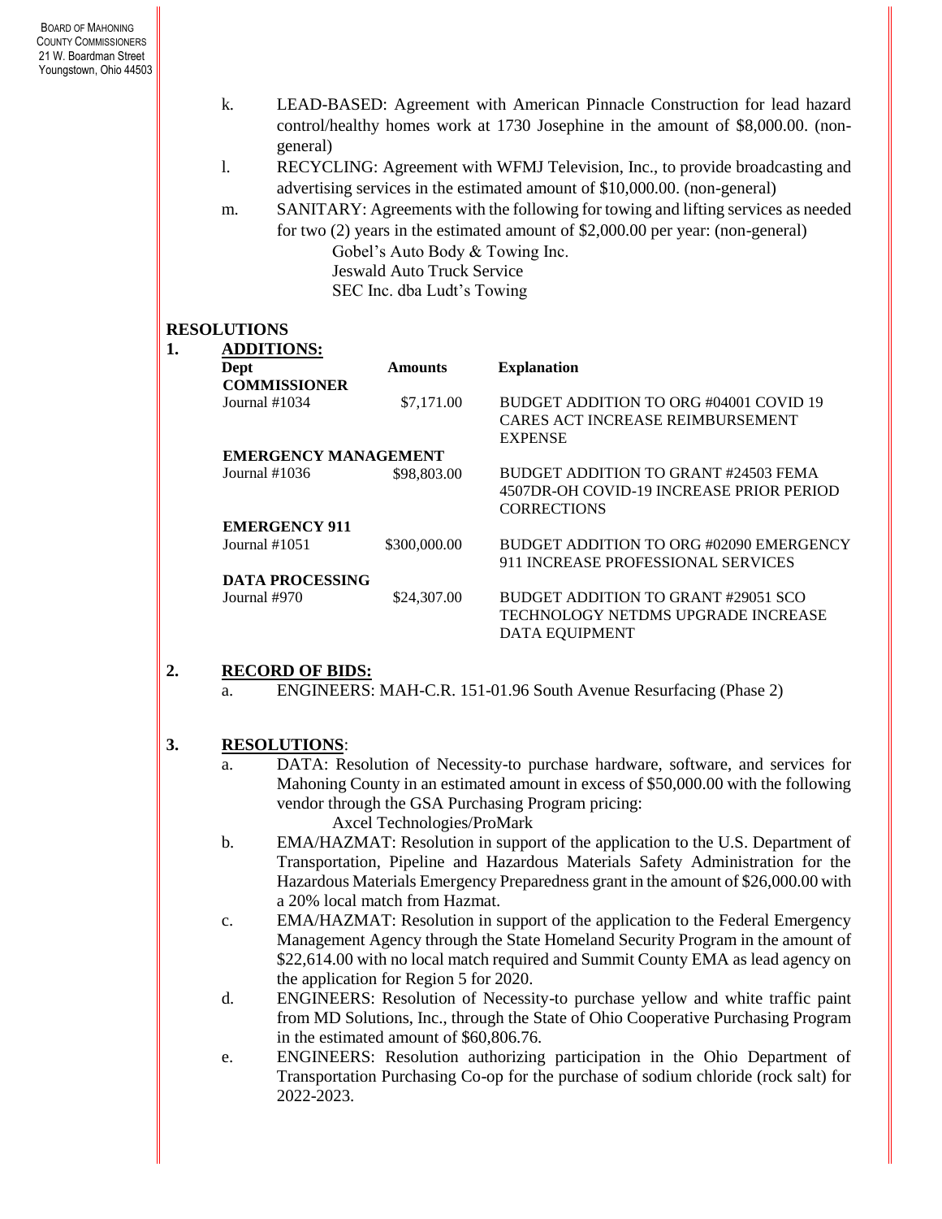k. LEAD-BASED: Agreement with American Pinnacle Construction for lead hazard control/healthy homes work at 1730 Josephine in the amount of $8,000.00. (non-general)

l. RECYCLING: Agreement with WFMJ Television, Inc., to provide broadcasting and advertising services in the estimated amount of $10,000.00. (non-general)

m. SANITARY: Agreements with the following for towing and lifting services as needed for two (2) years in the estimated amount of $2,000.00 per year: (non-general)
   - Gobel's Auto Body & Towing Inc.
   - Jeswald Auto Truck Service
   - SEC Inc. dba Ludt's Towing

## RESOLUTIONS

**1. ADDITIONS:**

| Dept | Amounts | Explanation |
|---|---|---|
| **COMMISSIONER** | | |
| Journal #1034 | $7,171.00 | BUDGET ADDITION TO ORG #04001 COVID 19 CARES ACT INCREASE REIMBURSEMENT EXPENSE |
| **EMERGENCY MANAGEMENT** | | |
| Journal #1036 | $98,803.00 | BUDGET ADDITION TO GRANT #24503 FEMA 4507DR-OH COVID-19 INCREASE PRIOR PERIOD CORRECTIONS |
| **EMERGENCY 911** | | |
| Journal #1051 | $300,000.00 | BUDGET ADDITION TO ORG #02090 EMERGENCY 911 INCREASE PROFESSIONAL SERVICES |
| **DATA PROCESSING** | | |
| Journal #970 | $24,307.00 | BUDGET ADDITION TO GRANT #29051 SCO TECHNOLOGY NETDMS UPGRADE INCREASE DATA EQUIPMENT |

**2. RECORD OF BIDS:**

a. ENGINEERS: MAH-C.R. 151-01.96 South Avenue Resurfacing (Phase 2)

**3. RESOLUTIONS:**

a. DATA: Resolution of Necessity-to purchase hardware, software, and services for Mahoning County in an estimated amount in excess of $50,000.00 with the following vendor through the GSA Purchasing Program pricing:
   - Axcel Technologies/ProMark

b. EMA/HAZMAT: Resolution in support of the application to the U.S. Department of Transportation, Pipeline and Hazardous Materials Safety Administration for the Hazardous Materials Emergency Preparedness grant in the amount of $26,000.00 with a 20% local match from Hazmat.

c. EMA/HAZMAT: Resolution in support of the application to the Federal Emergency Management Agency through the State Homeland Security Program in the amount of $22,614.00 with no local match required and Summit County EMA as lead agency on the application for Region 5 for 2020.

d. ENGINEERS: Resolution of Necessity-to purchase yellow and white traffic paint from MD Solutions, Inc., through the State of Ohio Cooperative Purchasing Program in the estimated amount of $60,806.76.

e. ENGINEERS: Resolution authorizing participation in the Ohio Department of Transportation Purchasing Co-op for the purchase of sodium chloride (rock salt) for 2022-2023.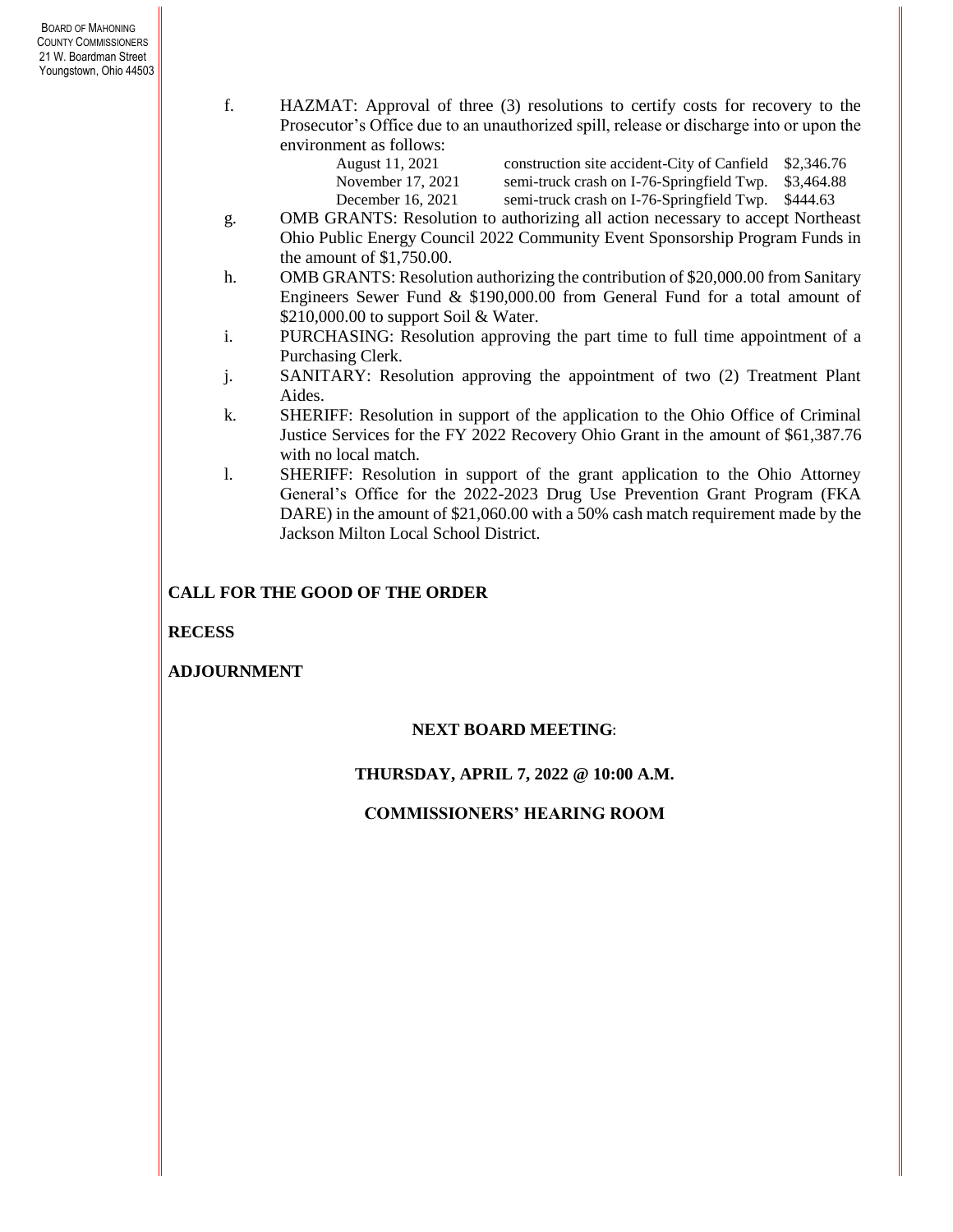f. HAZMAT: Approval of three (3) resolutions to certify costs for recovery to the Prosecutor's Office due to an unauthorized spill, release or discharge into or upon the environment as follows:

| | | |
|---|---|---|
| August 11, 2021 | construction site accident-City of Canfield | $2,346.76 |
| November 17, 2021 | semi-truck crash on I-76-Springfield Twp. | $3,464.88 |
| December 16, 2021 | semi-truck crash on I-76-Springfield Twp. | $444.63 |

g. OMB GRANTS: Resolution to authorizing all action necessary to accept Northeast Ohio Public Energy Council 2022 Community Event Sponsorship Program Funds in the amount of $1,750.00.

h. OMB GRANTS: Resolution authorizing the contribution of $20,000.00 from Sanitary Engineers Sewer Fund & $190,000.00 from General Fund for a total amount of $210,000.00 to support Soil & Water.

i. PURCHASING: Resolution approving the part time to full time appointment of a Purchasing Clerk.

j. SANITARY: Resolution approving the appointment of two (2) Treatment Plant Aides.

k. SHERIFF: Resolution in support of the application to the Ohio Office of Criminal Justice Services for the FY 2022 Recovery Ohio Grant in the amount of $61,387.76 with no local match.

l. SHERIFF: Resolution in support of the grant application to the Ohio Attorney General's Office for the 2022-2023 Drug Use Prevention Grant Program (FKA DARE) in the amount of $21,060.00 with a 50% cash match requirement made by the Jackson Milton Local School District.

**CALL FOR THE GOOD OF THE ORDER**

**RECESS**

**ADJOURNMENT**

**NEXT BOARD MEETING**:

**THURSDAY, APRIL 7, 2022 @ 10:00 A.M.**

**COMMISSIONERS' HEARING ROOM**